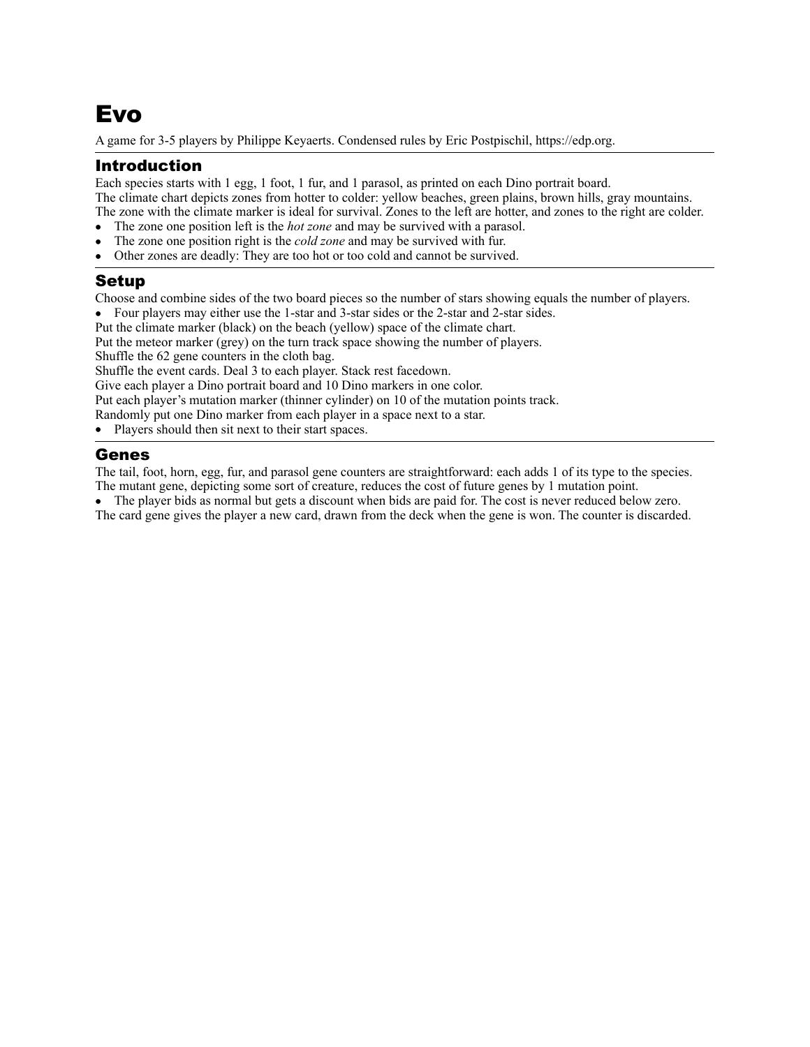# Evo

A game for 3-5 players by Philippe Keyaerts. Condensed rules by Eric Postpischil, https://edp.org.

## Introduction

Each species starts with 1 egg, 1 foot, 1 fur, and 1 parasol, as printed on each Dino portrait board.
The climate chart depicts zones from hotter to colder: yellow beaches, green plains, brown hills, gray mountains.
The zone with the climate marker is ideal for survival. Zones to the left are hotter, and zones to the right are colder.

- The zone one position left is the *hot zone* and may be survived with a parasol.
- The zone one position right is the *cold zone* and may be survived with fur.
- Other zones are deadly: They are too hot or too cold and cannot be survived.

## Setup

Choose and combine sides of the two board pieces so the number of stars showing equals the number of players.

- Four players may either use the 1-star and 3-star sides or the 2-star and 2-star sides.

Put the climate marker (black) on the beach (yellow) space of the climate chart.
Put the meteor marker (grey) on the turn track space showing the number of players.
Shuffle the 62 gene counters in the cloth bag.
Shuffle the event cards. Deal 3 to each player. Stack rest facedown.
Give each player a Dino portrait board and 10 Dino markers in one color.
Put each player's mutation marker (thinner cylinder) on 10 of the mutation points track.
Randomly put one Dino marker from each player in a space next to a star.

- Players should then sit next to their start spaces.

## Genes

The tail, foot, horn, egg, fur, and parasol gene counters are straightforward: each adds 1 of its type to the species.
The mutant gene, depicting some sort of creature, reduces the cost of future genes by 1 mutation point.

- The player bids as normal but gets a discount when bids are paid for. The cost is never reduced below zero.

The card gene gives the player a new card, drawn from the deck when the gene is won. The counter is discarded.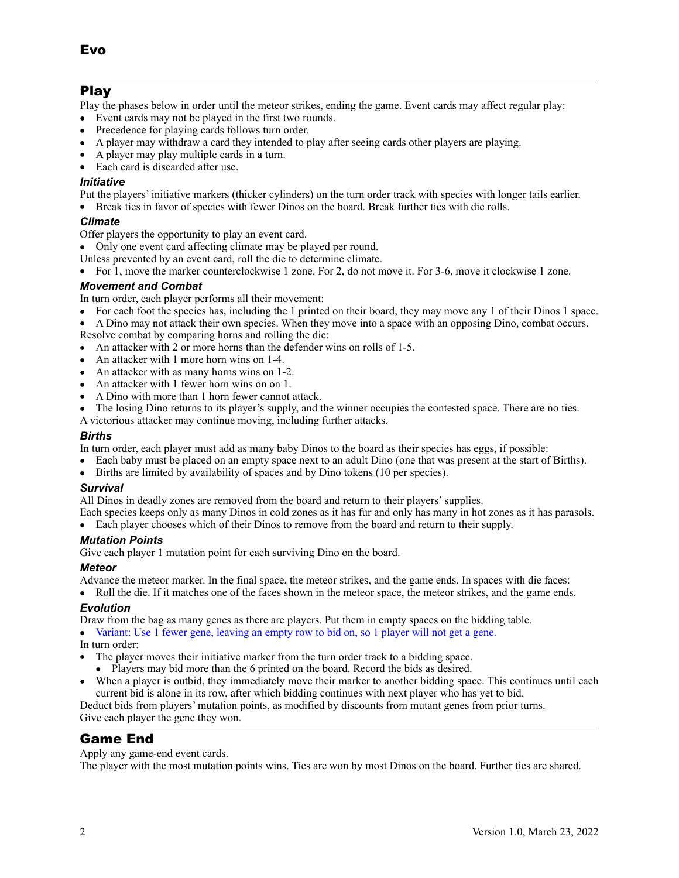## Play

Play the phases below in order until the meteor strikes, ending the game. Event cards may affect regular play:

- Event cards may not be played in the first two rounds.
- Precedence for playing cards follows turn order.
- A player may withdraw a card they intended to play after seeing cards other players are playing.
- A player may play multiple cards in a turn.
- Each card is discarded after use.

### *Initiative*

Put the players' initiative markers (thicker cylinders) on the turn order track with species with longer tails earlier.

- Break ties in favor of species with fewer Dinos on the board. Break further ties with die rolls.

### *Climate*

Offer players the opportunity to play an event card.

- Only one event card affecting climate may be played per round.

Unless prevented by an event card, roll the die to determine climate.

- For 1, move the marker counterclockwise 1 zone. For 2, do not move it. For 3-6, move it clockwise 1 zone.

### *Movement and Combat*

In turn order, each player performs all their movement:

- For each foot the species has, including the 1 printed on their board, they may move any 1 of their Dinos 1 space.
- A Dino may not attack their own species. When they move into a space with an opposing Dino, combat occurs.

Resolve combat by comparing horns and rolling the die:

- An attacker with 2 or more horns than the defender wins on rolls of 1-5.
- An attacker with 1 more horn wins on 1-4.
- An attacker with as many horns wins on 1-2.
- An attacker with 1 fewer horn wins on on 1.
- A Dino with more than 1 horn fewer cannot attack.
- The losing Dino returns to its player's supply, and the winner occupies the contested space. There are no ties.

A victorious attacker may continue moving, including further attacks.

### *Births*

In turn order, each player must add as many baby Dinos to the board as their species has eggs, if possible:

- Each baby must be placed on an empty space next to an adult Dino (one that was present at the start of Births).
- Births are limited by availability of spaces and by Dino tokens (10 per species).

### *Survival*

All Dinos in deadly zones are removed from the board and return to their players' supplies.

Each species keeps only as many Dinos in cold zones as it has fur and only has many in hot zones as it has parasols.

- Each player chooses which of their Dinos to remove from the board and return to their supply.

### *Mutation Points*

Give each player 1 mutation point for each surviving Dino on the board.

### *Meteor*

Advance the meteor marker. In the final space, the meteor strikes, and the game ends. In spaces with die faces:

- Roll the die. If it matches one of the faces shown in the meteor space, the meteor strikes, and the game ends.

### *Evolution*

Draw from the bag as many genes as there are players. Put them in empty spaces on the bidding table.

- Variant: Use 1 fewer gene, leaving an empty row to bid on, so 1 player will not get a gene.

In turn order:

- The player moves their initiative marker from the turn order track to a bidding space.
  - Players may bid more than the 6 printed on the board. Record the bids as desired.
- When a player is outbid, they immediately move their marker to another bidding space. This continues until each current bid is alone in its row, after which bidding continues with next player who has yet to bid.

Deduct bids from players' mutation points, as modified by discounts from mutant genes from prior turns.

Give each player the gene they won.

## Game End

Apply any game-end event cards.

The player with the most mutation points wins. Ties are won by most Dinos on the board. Further ties are shared.